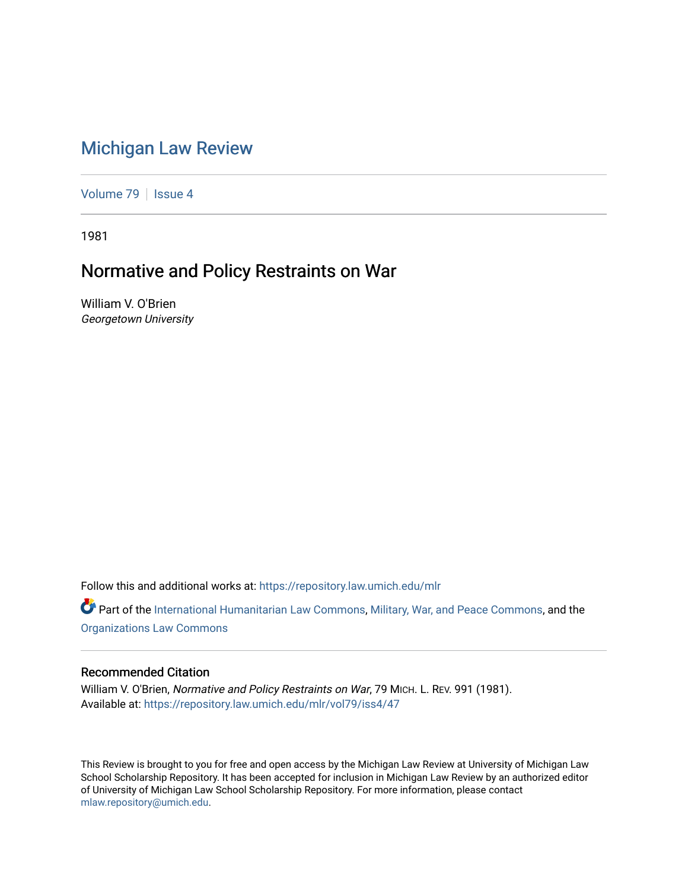# Michigan Law Review

Volume 79 | Issue 4

1981

## Normative and Policy Restraints on War

William V. O'Brien
*Georgetown University*

Follow this and additional works at: https://repository.law.umich.edu/mlr

Part of the International Humanitarian Law Commons, Military, War, and Peace Commons, and the Organizations Law Commons

### Recommended Citation

William V. O'Brien, *Normative and Policy Restraints on War*, 79 MICH. L. REV. 991 (1981).
Available at: https://repository.law.umich.edu/mlr/vol79/iss4/47

This Review is brought to you for free and open access by the Michigan Law Review at University of Michigan Law School Scholarship Repository. It has been accepted for inclusion in Michigan Law Review by an authorized editor of University of Michigan Law School Scholarship Repository. For more information, please contact mlaw.repository@umich.edu.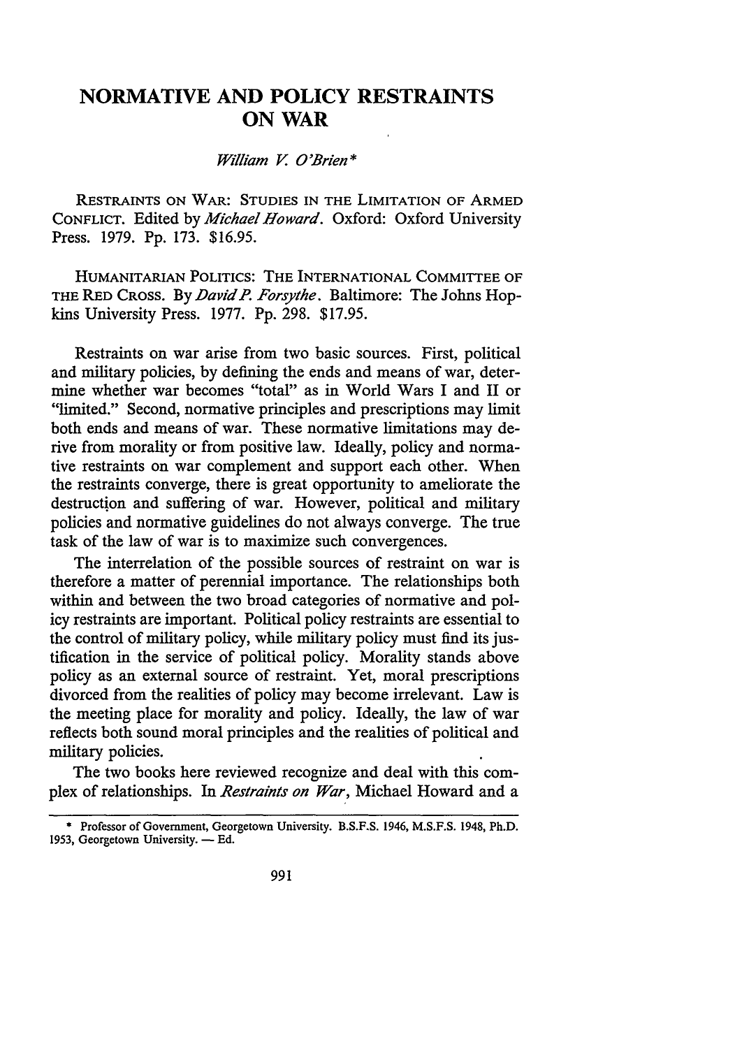# NORMATIVE AND POLICY RESTRAINTS ON WAR

*William V. O'Brien\**

RESTRAINTS ON WAR: STUDIES IN THE LIMITATION OF ARMED CONFLICT. Edited by *Michael Howard*. Oxford: Oxford University Press. 1979. Pp. 173. $16.95.

HUMANITARIAN POLITICS: THE INTERNATIONAL COMMITTEE OF THE RED CROSS. By *David P. Forsythe*. Baltimore: The Johns Hopkins University Press. 1977. Pp. 298. $17.95.

Restraints on war arise from two basic sources. First, political and military policies, by defining the ends and means of war, determine whether war becomes "total" as in World Wars I and II or "limited." Second, normative principles and prescriptions may limit both ends and means of war. These normative limitations may derive from morality or from positive law. Ideally, policy and normative restraints on war complement and support each other. When the restraints converge, there is great opportunity to ameliorate the destruction and suffering of war. However, political and military policies and normative guidelines do not always converge. The true task of the law of war is to maximize such convergences.

The interrelation of the possible sources of restraint on war is therefore a matter of perennial importance. The relationships both within and between the two broad categories of normative and policy restraints are important. Political policy restraints are essential to the control of military policy, while military policy must find its justification in the service of political policy. Morality stands above policy as an external source of restraint. Yet, moral prescriptions divorced from the realities of policy may become irrelevant. Law is the meeting place for morality and policy. Ideally, the law of war reflects both sound moral principles and the realities of political and military policies.

The two books here reviewed recognize and deal with this complex of relationships. In *Restraints on War*, Michael Howard and a

\* Professor of Government, Georgetown University. B.S.F.S. 1946, M.S.F.S. 1948, Ph.D. 1953, Georgetown University. — Ed.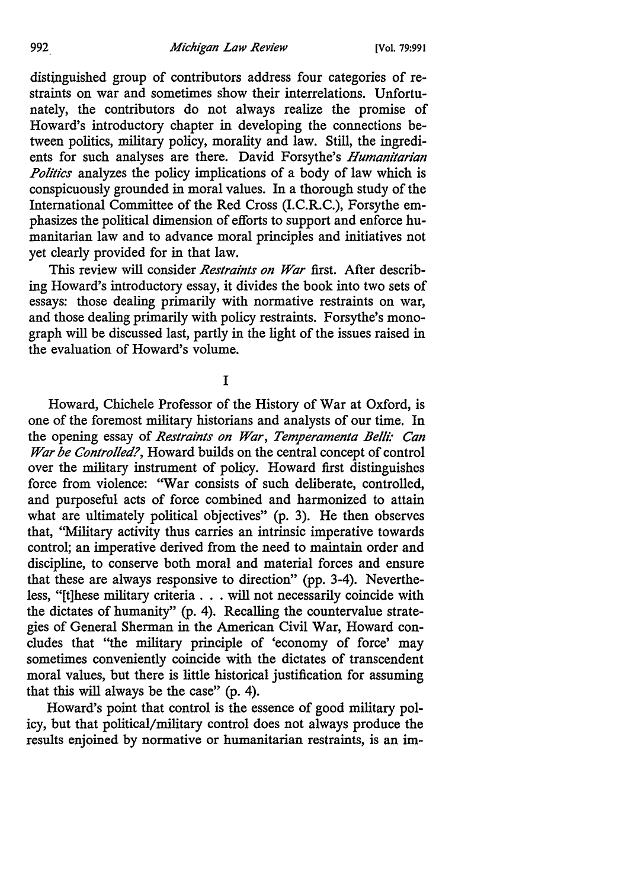distinguished group of contributors address four categories of restraints on war and sometimes show their interrelations. Unfortunately, the contributors do not always realize the promise of Howard's introductory chapter in developing the connections between politics, military policy, morality and law. Still, the ingredients for such analyses are there. David Forsythe's *Humanitarian Politics* analyzes the policy implications of a body of law which is conspicuously grounded in moral values. In a thorough study of the International Committee of the Red Cross (I.C.R.C.), Forsythe emphasizes the political dimension of efforts to support and enforce humanitarian law and to advance moral principles and initiatives not yet clearly provided for in that law.

This review will consider *Restraints on War* first. After describing Howard's introductory essay, it divides the book into two sets of essays: those dealing primarily with normative restraints on war, and those dealing primarily with policy restraints. Forsythe's monograph will be discussed last, partly in the light of the issues raised in the evaluation of Howard's volume.

## I

Howard, Chichele Professor of the History of War at Oxford, is one of the foremost military historians and analysts of our time. In the opening essay of *Restraints on War*, *Temperamenta Belli: Can War be Controlled?*, Howard builds on the central concept of control over the military instrument of policy. Howard first distinguishes force from violence: "War consists of such deliberate, controlled, and purposeful acts of force combined and harmonized to attain what are ultimately political objectives" (p. 3). He then observes that, "Military activity thus carries an intrinsic imperative towards control; an imperative derived from the need to maintain order and discipline, to conserve both moral and material forces and ensure that these are always responsive to direction" (pp. 3-4). Nevertheless, "[t]hese military criteria . . . will not necessarily coincide with the dictates of humanity" (p. 4). Recalling the countervalue strategies of General Sherman in the American Civil War, Howard concludes that "the military principle of 'economy of force' may sometimes conveniently coincide with the dictates of transcendent moral values, but there is little historical justification for assuming that this will always be the case" (p. 4).

Howard's point that control is the essence of good military policy, but that political/military control does not always produce the results enjoined by normative or humanitarian restraints, is an im-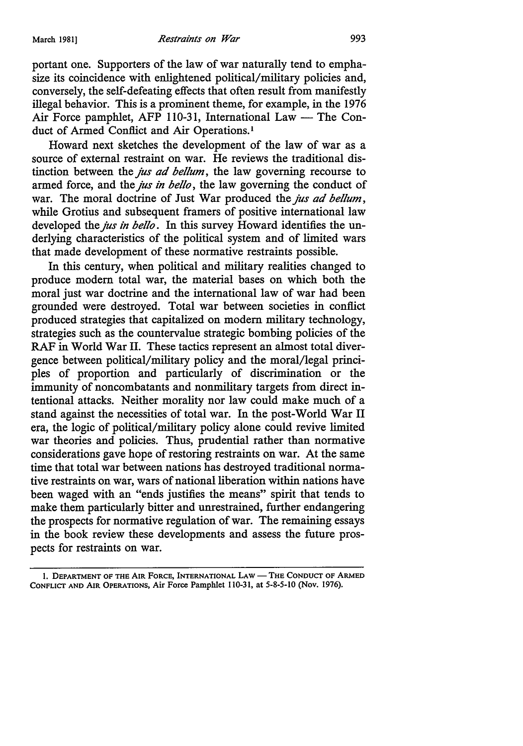portant one. Supporters of the law of war naturally tend to emphasize its coincidence with enlightened political/military policies and, conversely, the self-defeating effects that often result from manifestly illegal behavior. This is a prominent theme, for example, in the 1976 Air Force pamphlet, AFP 110-31, International Law — The Conduct of Armed Conflict and Air Operations.[1]

Howard next sketches the development of the law of war as a source of external restraint on war. He reviews the traditional distinction between the *jus ad bellum*, the law governing recourse to armed force, and the *jus in bello*, the law governing the conduct of war. The moral doctrine of Just War produced the *jus ad bellum*, while Grotius and subsequent framers of positive international law developed the *jus in bello*. In this survey Howard identifies the underlying characteristics of the political system and of limited wars that made development of these normative restraints possible.

In this century, when political and military realities changed to produce modern total war, the material bases on which both the moral just war doctrine and the international law of war had been grounded were destroyed. Total war between societies in conflict produced strategies that capitalized on modern military technology, strategies such as the countervalue strategic bombing policies of the RAF in World War II. These tactics represent an almost total divergence between political/military policy and the moral/legal principles of proportion and particularly of discrimination or the immunity of noncombatants and nonmilitary targets from direct intentional attacks. Neither morality nor law could make much of a stand against the necessities of total war. In the post-World War II era, the logic of political/military policy alone could revive limited war theories and policies. Thus, prudential rather than normative considerations gave hope of restoring restraints on war. At the same time that total war between nations has destroyed traditional normative restraints on war, wars of national liberation within nations have been waged with an "ends justifies the means" spirit that tends to make them particularly bitter and unrestrained, further endangering the prospects for normative regulation of war. The remaining essays in the book review these developments and assess the future prospects for restraints on war.

---

1. DEPARTMENT OF THE AIR FORCE, INTERNATIONAL LAW — THE CONDUCT OF ARMED CONFLICT AND AIR OPERATIONS, Air Force Pamphlet 110-31, at 5-8-5-10 (Nov. 1976).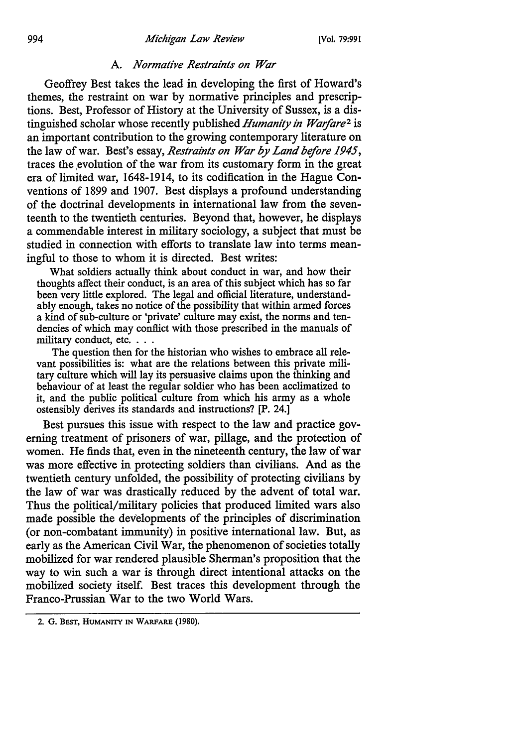### A. *Normative Restraints on War*

Geoffrey Best takes the lead in developing the first of Howard's themes, the restraint on war by normative principles and prescriptions. Best, Professor of History at the University of Sussex, is a distinguished scholar whose recently published *Humanity in Warfare*[2] is an important contribution to the growing contemporary literature on the law of war. Best's essay, *Restraints on War by Land before 1945*, traces the evolution of the war from its customary form in the great era of limited war, 1648-1914, to its codification in the Hague Conventions of 1899 and 1907. Best displays a profound understanding of the doctrinal developments in international law from the seventeenth to the twentieth centuries. Beyond that, however, he displays a commendable interest in military sociology, a subject that must be studied in connection with efforts to translate law into terms meaningful to those to whom it is directed. Best writes:

> What soldiers actually think about conduct in war, and how their thoughts affect their conduct, is an area of this subject which has so far been very little explored. The legal and official literature, understandably enough, takes no notice of the possibility that within armed forces a kind of sub-culture or 'private' culture may exist, the norms and tendencies of which may conflict with those prescribed in the manuals of military conduct, etc. . . .
>
> The question then for the historian who wishes to embrace all relevant possibilities is: what are the relations between this private military culture which will lay its persuasive claims upon the thinking and behaviour of at least the regular soldier who has been acclimatized to it, and the public political culture from which his army as a whole ostensibly derives its standards and instructions? [P. 24.]

Best pursues this issue with respect to the law and practice governing treatment of prisoners of war, pillage, and the protection of women. He finds that, even in the nineteenth century, the law of war was more effective in protecting soldiers than civilians. And as the twentieth century unfolded, the possibility of protecting civilians by the law of war was drastically reduced by the advent of total war. Thus the political/military policies that produced limited wars also made possible the developments of the principles of discrimination (or non-combatant immunity) in positive international law. But, as early as the American Civil War, the phenomenon of societies totally mobilized for war rendered plausible Sherman's proposition that the way to win such a war is through direct intentional attacks on the mobilized society itself. Best traces this development through the Franco-Prussian War to the two World Wars.

2. G. BEST, HUMANITY IN WARFARE (1980).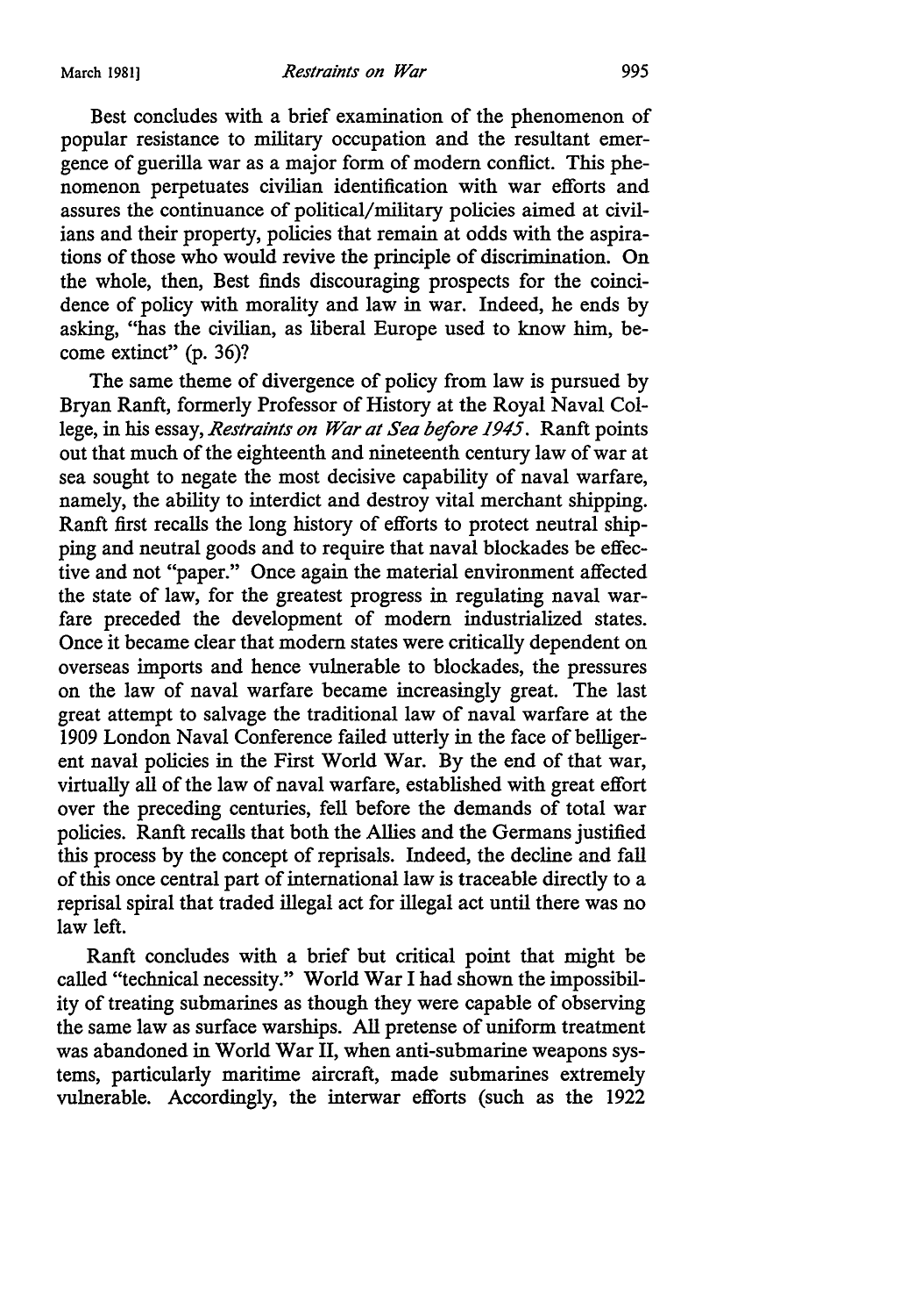Best concludes with a brief examination of the phenomenon of popular resistance to military occupation and the resultant emergence of guerilla war as a major form of modern conflict. This phenomenon perpetuates civilian identification with war efforts and assures the continuance of political/military policies aimed at civilians and their property, policies that remain at odds with the aspirations of those who would revive the principle of discrimination. On the whole, then, Best finds discouraging prospects for the coincidence of policy with morality and law in war. Indeed, he ends by asking, "has the civilian, as liberal Europe used to know him, become extinct" (p. 36)?

The same theme of divergence of policy from law is pursued by Bryan Ranft, formerly Professor of History at the Royal Naval College, in his essay, *Restraints on War at Sea before 1945*. Ranft points out that much of the eighteenth and nineteenth century law of war at sea sought to negate the most decisive capability of naval warfare, namely, the ability to interdict and destroy vital merchant shipping. Ranft first recalls the long history of efforts to protect neutral shipping and neutral goods and to require that naval blockades be effective and not "paper." Once again the material environment affected the state of law, for the greatest progress in regulating naval warfare preceded the development of modern industrialized states. Once it became clear that modern states were critically dependent on overseas imports and hence vulnerable to blockades, the pressures on the law of naval warfare became increasingly great. The last great attempt to salvage the traditional law of naval warfare at the 1909 London Naval Conference failed utterly in the face of belligerent naval policies in the First World War. By the end of that war, virtually all of the law of naval warfare, established with great effort over the preceding centuries, fell before the demands of total war policies. Ranft recalls that both the Allies and the Germans justified this process by the concept of reprisals. Indeed, the decline and fall of this once central part of international law is traceable directly to a reprisal spiral that traded illegal act for illegal act until there was no law left.

Ranft concludes with a brief but critical point that might be called "technical necessity." World War I had shown the impossibility of treating submarines as though they were capable of observing the same law as surface warships. All pretense of uniform treatment was abandoned in World War II, when anti-submarine weapons systems, particularly maritime aircraft, made submarines extremely vulnerable. Accordingly, the interwar efforts (such as the 1922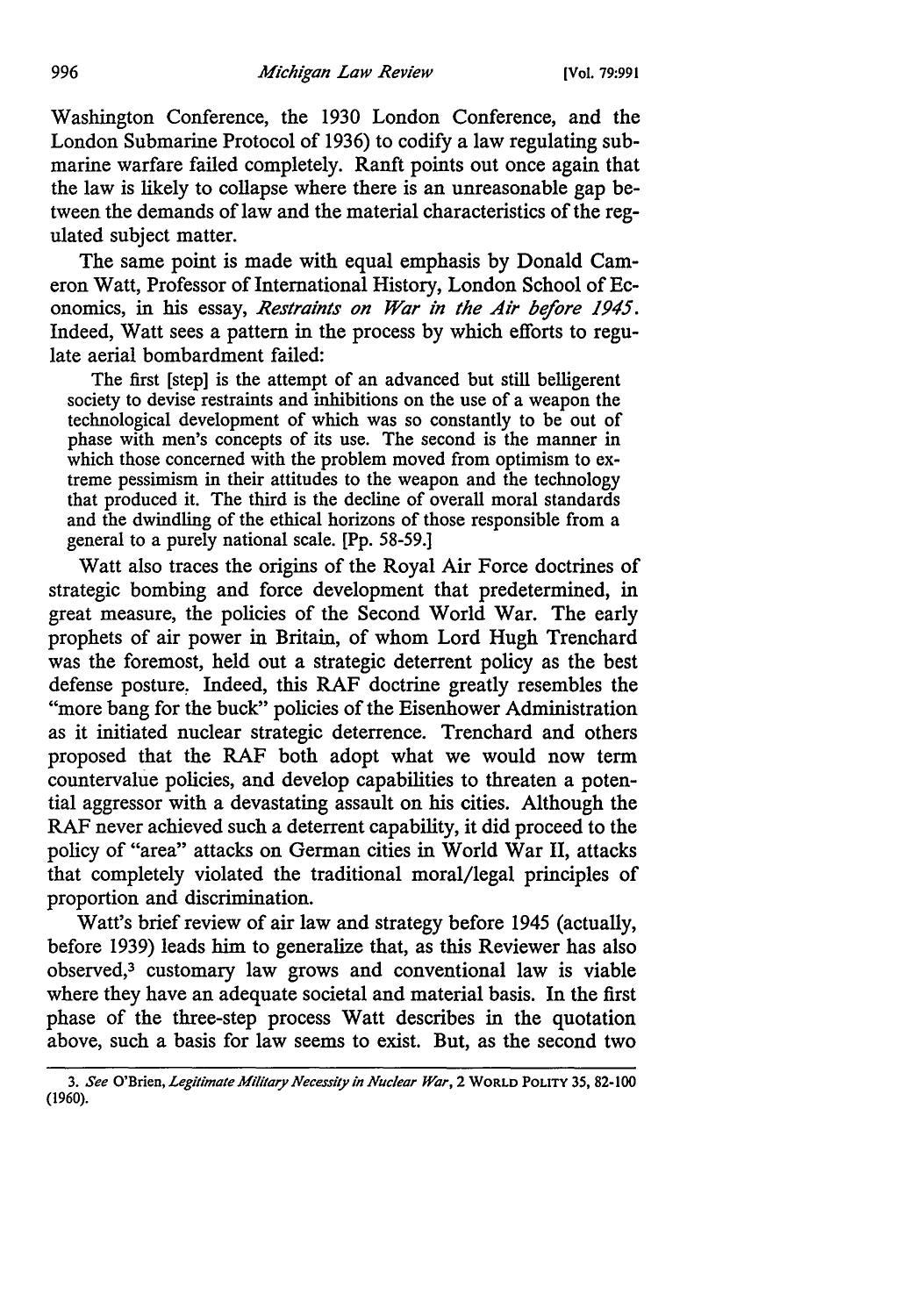Washington Conference, the 1930 London Conference, and the London Submarine Protocol of 1936) to codify a law regulating submarine warfare failed completely. Ranft points out once again that the law is likely to collapse where there is an unreasonable gap between the demands of law and the material characteristics of the regulated subject matter.

The same point is made with equal emphasis by Donald Cameron Watt, Professor of International History, London School of Economics, in his essay, *Restraints on War in the Air before 1945*. Indeed, Watt sees a pattern in the process by which efforts to regulate aerial bombardment failed:

> The first [step] is the attempt of an advanced but still belligerent society to devise restraints and inhibitions on the use of a weapon the technological development of which was so constantly to be out of phase with men's concepts of its use. The second is the manner in which those concerned with the problem moved from optimism to extreme pessimism in their attitudes to the weapon and the technology that produced it. The third is the decline of overall moral standards and the dwindling of the ethical horizons of those responsible from a general to a purely national scale. [Pp. 58-59.]

Watt also traces the origins of the Royal Air Force doctrines of strategic bombing and force development that predetermined, in great measure, the policies of the Second World War. The early prophets of air power in Britain, of whom Lord Hugh Trenchard was the foremost, held out a strategic deterrent policy as the best defense posture. Indeed, this RAF doctrine greatly resembles the "more bang for the buck" policies of the Eisenhower Administration as it initiated nuclear strategic deterrence. Trenchard and others proposed that the RAF both adopt what we would now term countervalue policies, and develop capabilities to threaten a potential aggressor with a devastating assault on his cities. Although the RAF never achieved such a deterrent capability, it did proceed to the policy of "area" attacks on German cities in World War II, attacks that completely violated the traditional moral/legal principles of proportion and discrimination.

Watt's brief review of air law and strategy before 1945 (actually, before 1939) leads him to generalize that, as this Reviewer has also observed,[3] customary law grows and conventional law is viable where they have an adequate societal and material basis. In the first phase of the three-step process Watt describes in the quotation above, such a basis for law seems to exist. But, as the second two

3. *See* O'Brien, *Legitimate Military Necessity in Nuclear War*, 2 WORLD POLITY 35, 82-100 (1960).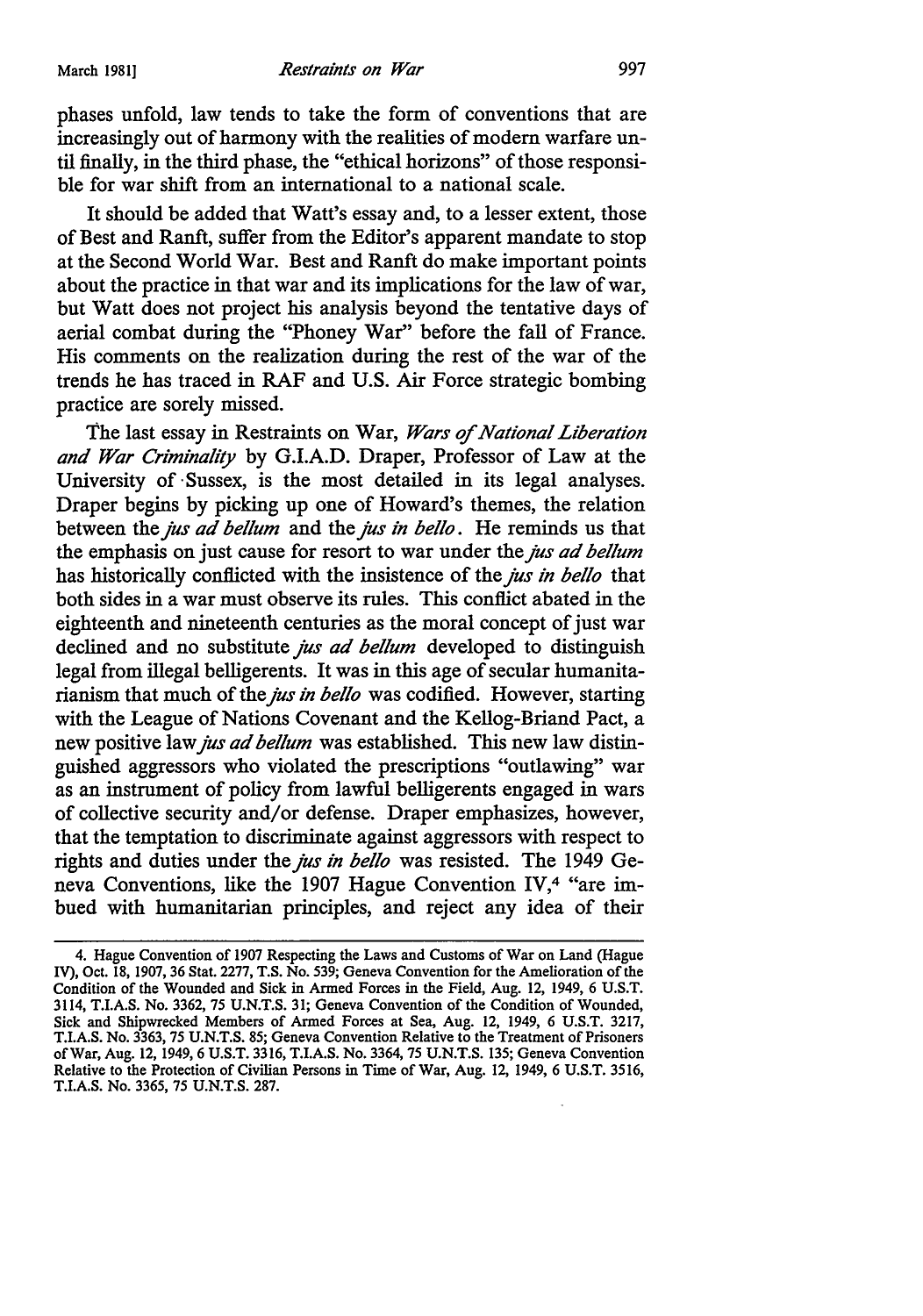phases unfold, law tends to take the form of conventions that are increasingly out of harmony with the realities of modern warfare until finally, in the third phase, the "ethical horizons" of those responsible for war shift from an international to a national scale.

It should be added that Watt's essay and, to a lesser extent, those of Best and Ranft, suffer from the Editor's apparent mandate to stop at the Second World War. Best and Ranft do make important points about the practice in that war and its implications for the law of war, but Watt does not project his analysis beyond the tentative days of aerial combat during the "Phoney War" before the fall of France. His comments on the realization during the rest of the war of the trends he has traced in RAF and U.S. Air Force strategic bombing practice are sorely missed.

The last essay in Restraints on War, *Wars of National Liberation and War Criminality* by G.I.A.D. Draper, Professor of Law at the University of Sussex, is the most detailed in its legal analyses. Draper begins by picking up one of Howard's themes, the relation between the *jus ad bellum* and the *jus in bello*. He reminds us that the emphasis on just cause for resort to war under the *jus ad bellum* has historically conflicted with the insistence of the *jus in bello* that both sides in a war must observe its rules. This conflict abated in the eighteenth and nineteenth centuries as the moral concept of just war declined and no substitute *jus ad bellum* developed to distinguish legal from illegal belligerents. It was in this age of secular humanitarianism that much of the *jus in bello* was codified. However, starting with the League of Nations Covenant and the Kellog-Briand Pact, a new positive law *jus ad bellum* was established. This new law distinguished aggressors who violated the prescriptions "outlawing" war as an instrument of policy from lawful belligerents engaged in wars of collective security and/or defense. Draper emphasizes, however, that the temptation to discriminate against aggressors with respect to rights and duties under the *jus in bello* was resisted. The 1949 Geneva Conventions, like the 1907 Hague Convention IV,[4] "are imbued with humanitarian principles, and reject any idea of their

---

4. Hague Convention of 1907 Respecting the Laws and Customs of War on Land (Hague IV), Oct. 18, 1907, 36 Stat. 2277, T.S. No. 539; Geneva Convention for the Amelioration of the Condition of the Wounded and Sick in Armed Forces in the Field, Aug. 12, 1949, 6 U.S.T. 3114, T.I.A.S. No. 3362, 75 U.N.T.S. 31; Geneva Convention of the Condition of Wounded, Sick and Shipwrecked Members of Armed Forces at Sea, Aug. 12, 1949, 6 U.S.T. 3217, T.I.A.S. No. 3363, 75 U.N.T.S. 85; Geneva Convention Relative to the Treatment of Prisoners of War, Aug. 12, 1949, 6 U.S.T. 3316, T.I.A.S. No. 3364, 75 U.N.T.S. 135; Geneva Convention Relative to the Protection of Civilian Persons in Time of War, Aug. 12, 1949, 6 U.S.T. 3516, T.I.A.S. No. 3365, 75 U.N.T.S. 287.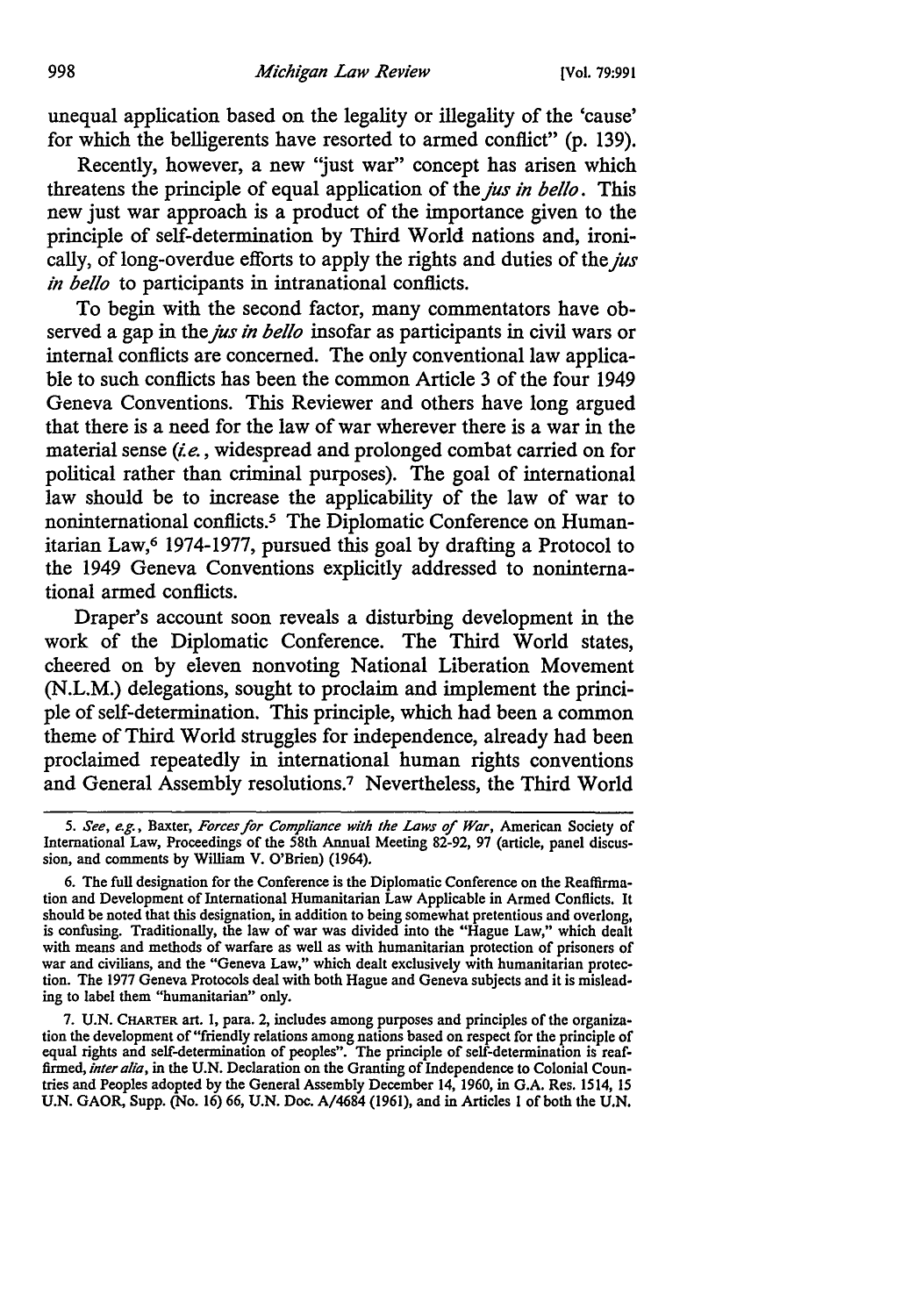unequal application based on the legality or illegality of the 'cause' for which the belligerents have resorted to armed conflict" (p. 139).

Recently, however, a new "just war" concept has arisen which threatens the principle of equal application of the *jus in bello*. This new just war approach is a product of the importance given to the principle of self-determination by Third World nations and, ironically, of long-overdue efforts to apply the rights and duties of the *jus in bello* to participants in intranational conflicts.

To begin with the second factor, many commentators have observed a gap in the *jus in bello* insofar as participants in civil wars or internal conflicts are concerned. The only conventional law applicable to such conflicts has been the common Article 3 of the four 1949 Geneva Conventions. This Reviewer and others have long argued that there is a need for the law of war wherever there is a war in the material sense (*i.e.*, widespread and prolonged combat carried on for political rather than criminal purposes). The goal of international law should be to increase the applicability of the law of war to noninternational conflicts.[5] The Diplomatic Conference on Humanitarian Law,[6] 1974-1977, pursued this goal by drafting a Protocol to the 1949 Geneva Conventions explicitly addressed to noninternational armed conflicts.

Draper's account soon reveals a disturbing development in the work of the Diplomatic Conference. The Third World states, cheered on by eleven nonvoting National Liberation Movement (N.L.M.) delegations, sought to proclaim and implement the principle of self-determination. This principle, which had been a common theme of Third World struggles for independence, already had been proclaimed repeatedly in international human rights conventions and General Assembly resolutions.[7] Nevertheless, the Third World

5. *See, e.g.*, Baxter, *Forces for Compliance with the Laws of War*, American Society of International Law, Proceedings of the 58th Annual Meeting 82-92, 97 (article, panel discussion, and comments by William V. O'Brien) (1964).

6. The full designation for the Conference is the Diplomatic Conference on the Reaffirmation and Development of International Humanitarian Law Applicable in Armed Conflicts. It should be noted that this designation, in addition to being somewhat pretentious and overlong, is confusing. Traditionally, the law of war was divided into the "Hague Law," which dealt with means and methods of warfare as well as with humanitarian protection of prisoners of war and civilians, and the "Geneva Law," which dealt exclusively with humanitarian protection. The 1977 Geneva Protocols deal with both Hague and Geneva subjects and it is misleading to label them "humanitarian" only.

7. U.N. CHARTER art. 1, para. 2, includes among purposes and principles of the organization the development of "friendly relations among nations based on respect for the principle of equal rights and self-determination of peoples". The principle of self-determination is reaffirmed, *inter alia*, in the U.N. Declaration on the Granting of Independence to Colonial Countries and Peoples adopted by the General Assembly December 14, 1960, in G.A. Res. 1514, 15 U.N. GAOR, Supp. (No. 16) 66, U.N. Doc. A/4684 (1961), and in Articles 1 of both the U.N.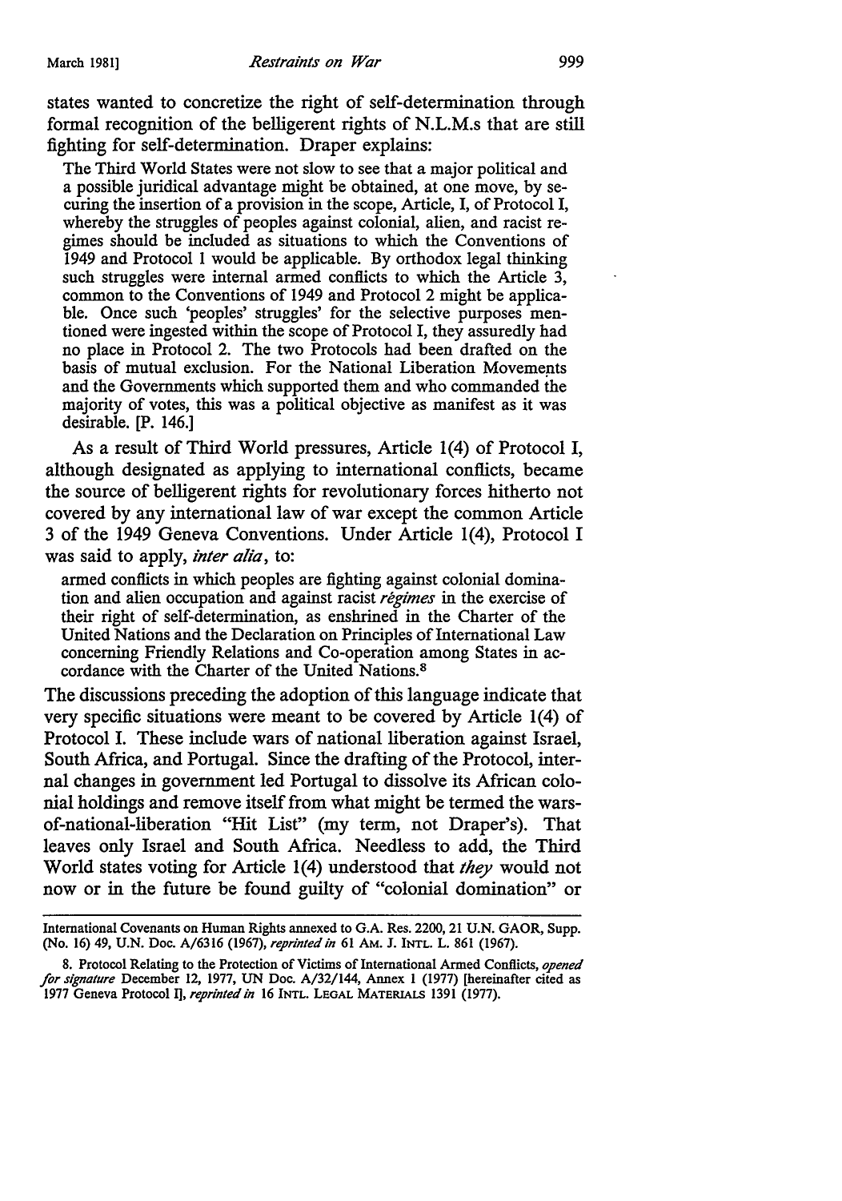states wanted to concretize the right of self-determination through formal recognition of the belligerent rights of N.L.M.s that are still fighting for self-determination. Draper explains:

> The Third World States were not slow to see that a major political and a possible juridical advantage might be obtained, at one move, by securing the insertion of a provision in the scope, Article, I, of Protocol I, whereby the struggles of peoples against colonial, alien, and racist regimes should be included as situations to which the Conventions of 1949 and Protocol 1 would be applicable. By orthodox legal thinking such struggles were internal armed conflicts to which the Article 3, common to the Conventions of 1949 and Protocol 2 might be applicable. Once such 'peoples' struggles' for the selective purposes mentioned were ingested within the scope of Protocol I, they assuredly had no place in Protocol 2. The two Protocols had been drafted on the basis of mutual exclusion. For the National Liberation Movements and the Governments which supported them and who commanded the majority of votes, this was a political objective as manifest as it was desirable. [P. 146.]

As a result of Third World pressures, Article 1(4) of Protocol I, although designated as applying to international conflicts, became the source of belligerent rights for revolutionary forces hitherto not covered by any international law of war except the common Article 3 of the 1949 Geneva Conventions. Under Article 1(4), Protocol I was said to apply, *inter alia*, to:

> armed conflicts in which peoples are fighting against colonial domination and alien occupation and against racist *régimes* in the exercise of their right of self-determination, as enshrined in the Charter of the United Nations and the Declaration on Principles of International Law concerning Friendly Relations and Co-operation among States in accordance with the Charter of the United Nations.[8]

The discussions preceding the adoption of this language indicate that very specific situations were meant to be covered by Article 1(4) of Protocol I. These include wars of national liberation against Israel, South Africa, and Portugal. Since the drafting of the Protocol, internal changes in government led Portugal to dissolve its African colonial holdings and remove itself from what might be termed the wars-of-national-liberation "Hit List" (my term, not Draper's). That leaves only Israel and South Africa. Needless to add, the Third World states voting for Article 1(4) understood that *they* would not now or in the future be found guilty of "colonial domination" or

---

International Covenants on Human Rights annexed to G.A. Res. 2200, 21 U.N. GAOR, Supp. (No. 16) 49, U.N. Doc. A/6316 (1967), *reprinted in* 61 AM. J. INTL. L. 861 (1967).

8. Protocol Relating to the Protection of Victims of International Armed Conflicts, *opened for signature* December 12, 1977, UN Doc. A/32/144, Annex 1 (1977) [hereinafter cited as 1977 Geneva Protocol I], *reprinted in* 16 INTL. LEGAL MATERIALS 1391 (1977).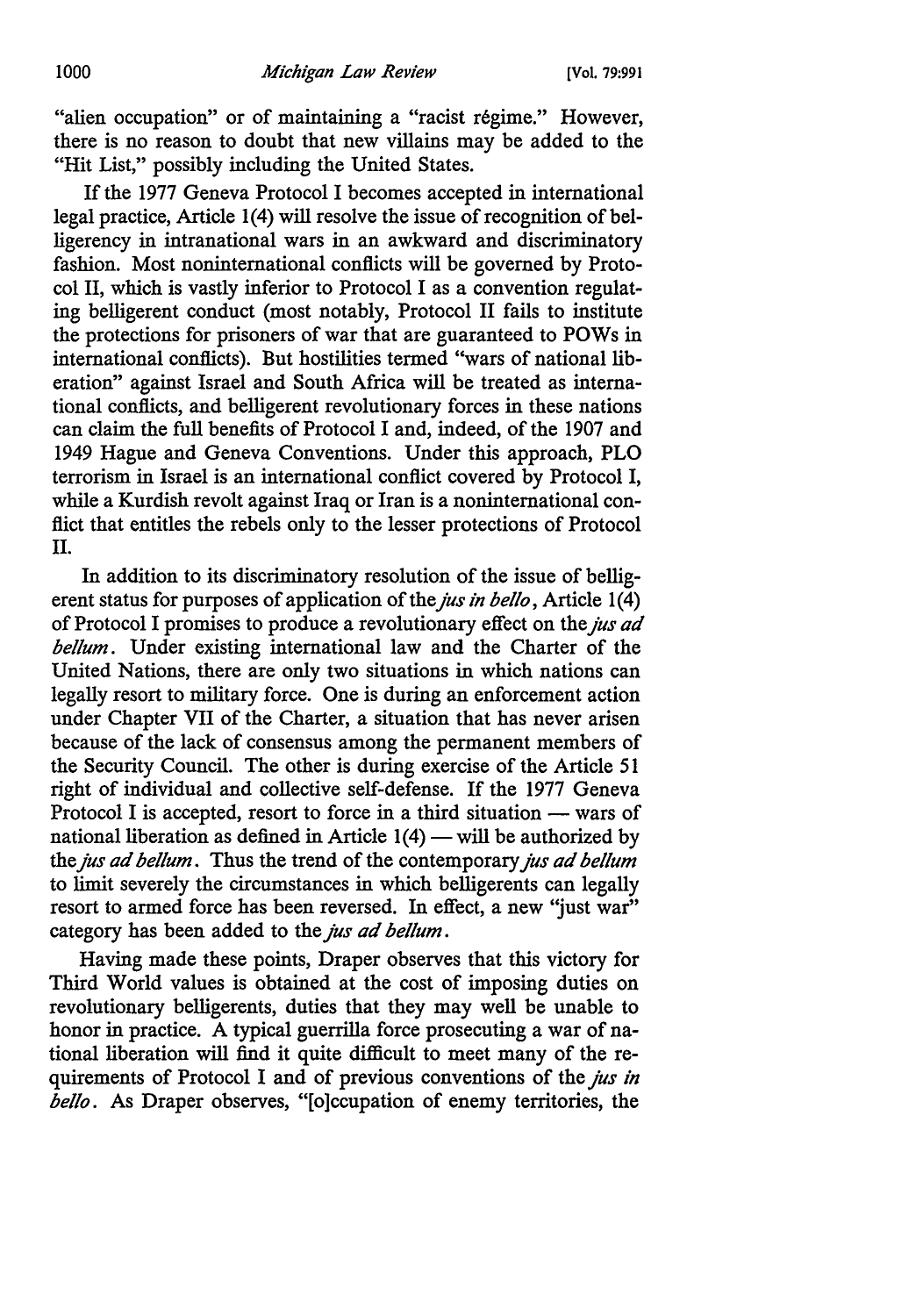"alien occupation" or of maintaining a "racist régime." However, there is no reason to doubt that new villains may be added to the "Hit List," possibly including the United States.

If the 1977 Geneva Protocol I becomes accepted in international legal practice, Article 1(4) will resolve the issue of recognition of belligerency in intranational wars in an awkward and discriminatory fashion. Most noninternational conflicts will be governed by Protocol II, which is vastly inferior to Protocol I as a convention regulating belligerent conduct (most notably, Protocol II fails to institute the protections for prisoners of war that are guaranteed to POWs in international conflicts). But hostilities termed "wars of national liberation" against Israel and South Africa will be treated as international conflicts, and belligerent revolutionary forces in these nations can claim the full benefits of Protocol I and, indeed, of the 1907 and 1949 Hague and Geneva Conventions. Under this approach, PLO terrorism in Israel is an international conflict covered by Protocol I, while a Kurdish revolt against Iraq or Iran is a noninternational conflict that entitles the rebels only to the lesser protections of Protocol II.

In addition to its discriminatory resolution of the issue of belligerent status for purposes of application of the *jus in bello*, Article 1(4) of Protocol I promises to produce a revolutionary effect on the *jus ad bellum*. Under existing international law and the Charter of the United Nations, there are only two situations in which nations can legally resort to military force. One is during an enforcement action under Chapter VII of the Charter, a situation that has never arisen because of the lack of consensus among the permanent members of the Security Council. The other is during exercise of the Article 51 right of individual and collective self-defense. If the 1977 Geneva Protocol I is accepted, resort to force in a third situation — wars of national liberation as defined in Article 1(4) — will be authorized by the *jus ad bellum*. Thus the trend of the contemporary *jus ad bellum* to limit severely the circumstances in which belligerents can legally resort to armed force has been reversed. In effect, a new "just war" category has been added to the *jus ad bellum*.

Having made these points, Draper observes that this victory for Third World values is obtained at the cost of imposing duties on revolutionary belligerents, duties that they may well be unable to honor in practice. A typical guerrilla force prosecuting a war of national liberation will find it quite difficult to meet many of the requirements of Protocol I and of previous conventions of the *jus in bello*. As Draper observes, "[o]ccupation of enemy territories, the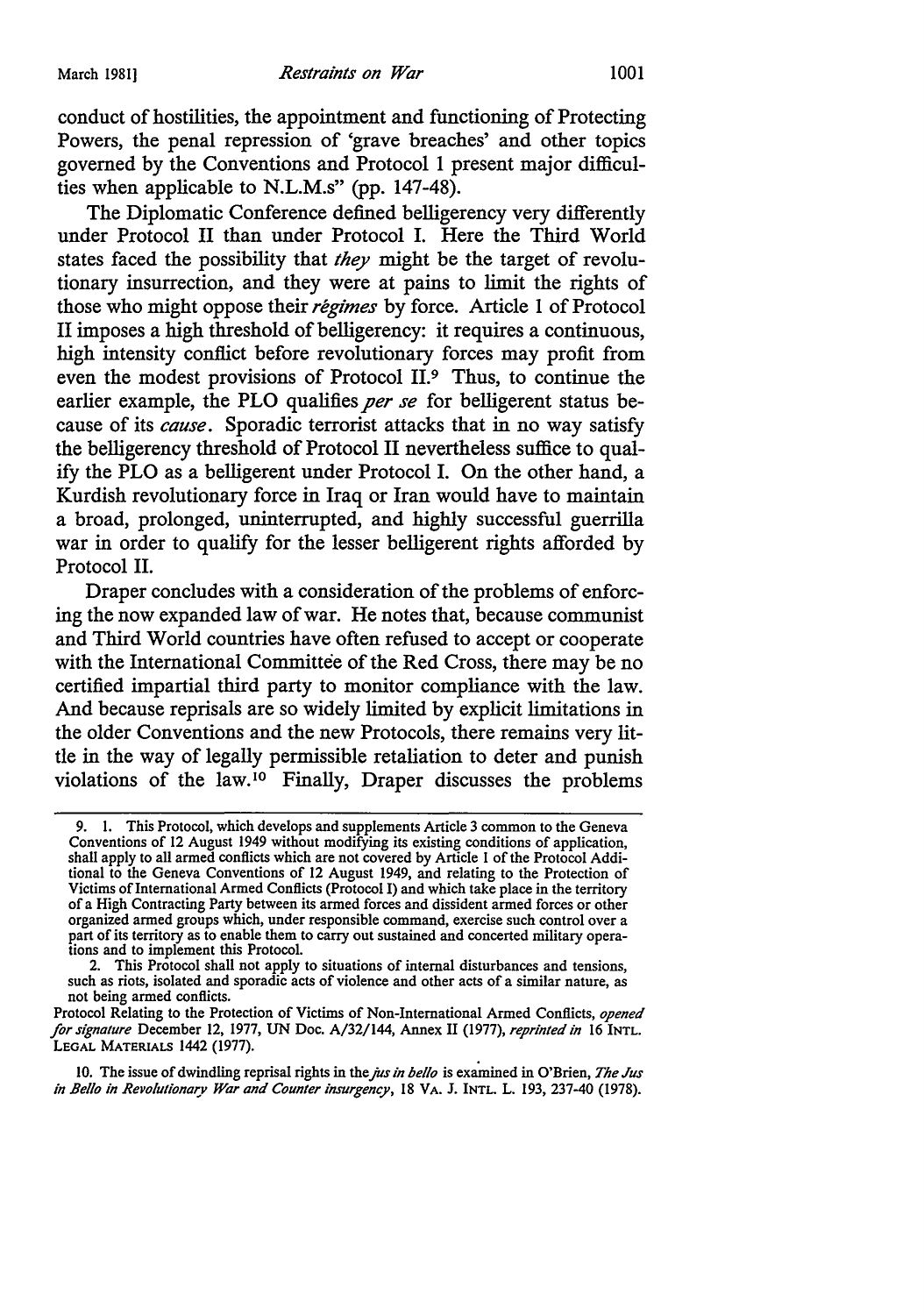conduct of hostilities, the appointment and functioning of Protecting Powers, the penal repression of 'grave breaches' and other topics governed by the Conventions and Protocol 1 present major difficulties when applicable to N.L.M.s" (pp. 147-48).

The Diplomatic Conference defined belligerency very differently under Protocol II than under Protocol I. Here the Third World states faced the possibility that *they* might be the target of revolutionary insurrection, and they were at pains to limit the rights of those who might oppose their *régimes* by force. Article 1 of Protocol II imposes a high threshold of belligerency: it requires a continuous, high intensity conflict before revolutionary forces may profit from even the modest provisions of Protocol II.[9] Thus, to continue the earlier example, the PLO qualifies *per se* for belligerent status because of its *cause*. Sporadic terrorist attacks that in no way satisfy the belligerency threshold of Protocol II nevertheless suffice to qualify the PLO as a belligerent under Protocol I. On the other hand, a Kurdish revolutionary force in Iraq or Iran would have to maintain a broad, prolonged, uninterrupted, and highly successful guerrilla war in order to qualify for the lesser belligerent rights afforded by Protocol II.

Draper concludes with a consideration of the problems of enforcing the now expanded law of war. He notes that, because communist and Third World countries have often refused to accept or cooperate with the International Committee of the Red Cross, there may be no certified impartial third party to monitor compliance with the law. And because reprisals are so widely limited by explicit limitations in the older Conventions and the new Protocols, there remains very little in the way of legally permissible retaliation to deter and punish violations of the law.[10] Finally, Draper discusses the problems

---

9. 1. This Protocol, which develops and supplements Article 3 common to the Geneva Conventions of 12 August 1949 without modifying its existing conditions of application, shall apply to all armed conflicts which are not covered by Article 1 of the Protocol Additional to the Geneva Conventions of 12 August 1949, and relating to the Protection of Victims of International Armed Conflicts (Protocol I) and which take place in the territory of a High Contracting Party between its armed forces and dissident armed forces or other organized armed groups which, under responsible command, exercise such control over a part of its territory as to enable them to carry out sustained and concerted military operations and to implement this Protocol.

2. This Protocol shall not apply to situations of internal disturbances and tensions, such as riots, isolated and sporadic acts of violence and other acts of a similar nature, as not being armed conflicts.

Protocol Relating to the Protection of Victims of Non-International Armed Conflicts, *opened for signature* December 12, 1977, UN Doc. A/32/144, Annex II (1977), *reprinted in* 16 INTL. LEGAL MATERIALS 1442 (1977).

10. The issue of dwindling reprisal rights in the *jus in bello* is examined in O'Brien, *The Jus in Bello in Revolutionary War and Counter insurgency*, 18 VA. J. INTL. L. 193, 237-40 (1978).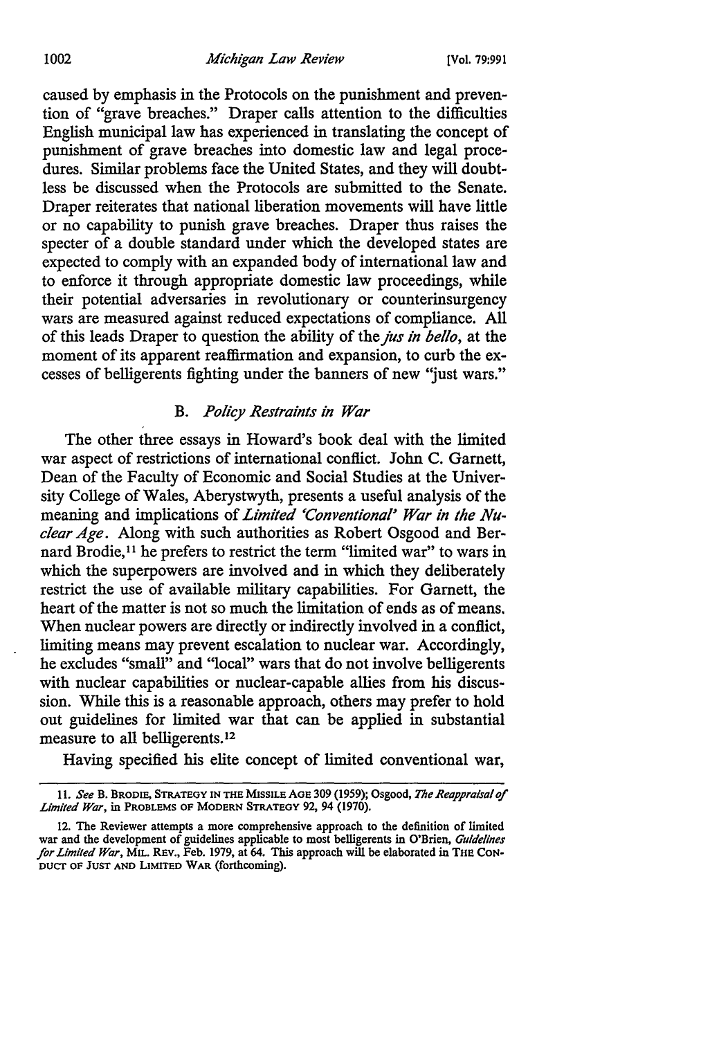caused by emphasis in the Protocols on the punishment and prevention of "grave breaches." Draper calls attention to the difficulties English municipal law has experienced in translating the concept of punishment of grave breaches into domestic law and legal procedures. Similar problems face the United States, and they will doubtless be discussed when the Protocols are submitted to the Senate. Draper reiterates that national liberation movements will have little or no capability to punish grave breaches. Draper thus raises the specter of a double standard under which the developed states are expected to comply with an expanded body of international law and to enforce it through appropriate domestic law proceedings, while their potential adversaries in revolutionary or counterinsurgency wars are measured against reduced expectations of compliance. All of this leads Draper to question the ability of the *jus in bello*, at the moment of its apparent reaffirmation and expansion, to curb the excesses of belligerents fighting under the banners of new "just wars."

### B. *Policy Restraints in War*

The other three essays in Howard's book deal with the limited war aspect of restrictions of international conflict. John C. Garnett, Dean of the Faculty of Economic and Social Studies at the University College of Wales, Aberystwyth, presents a useful analysis of the meaning and implications of *Limited 'Conventional' War in the Nuclear Age*. Along with such authorities as Robert Osgood and Bernard Brodie,[11] he prefers to restrict the term "limited war" to wars in which the superpowers are involved and in which they deliberately restrict the use of available military capabilities. For Garnett, the heart of the matter is not so much the limitation of ends as of means. When nuclear powers are directly or indirectly involved in a conflict, limiting means may prevent escalation to nuclear war. Accordingly, he excludes "small" and "local" wars that do not involve belligerents with nuclear capabilities or nuclear-capable allies from his discussion. While this is a reasonable approach, others may prefer to hold out guidelines for limited war that can be applied in substantial measure to all belligerents.[12]

Having specified his elite concept of limited conventional war,

---

11. *See* B. BRODIE, STRATEGY IN THE MISSILE AGE 309 (1959); Osgood, *The Reappraisal of Limited War*, in PROBLEMS OF MODERN STRATEGY 92, 94 (1970).

12. The Reviewer attempts a more comprehensive approach to the definition of limited war and the development of guidelines applicable to most belligerents in O'Brien, *Guidelines for Limited War*, MIL. REV., Feb. 1979, at 64. This approach will be elaborated in THE CONDUCT OF JUST AND LIMITED WAR (forthcoming).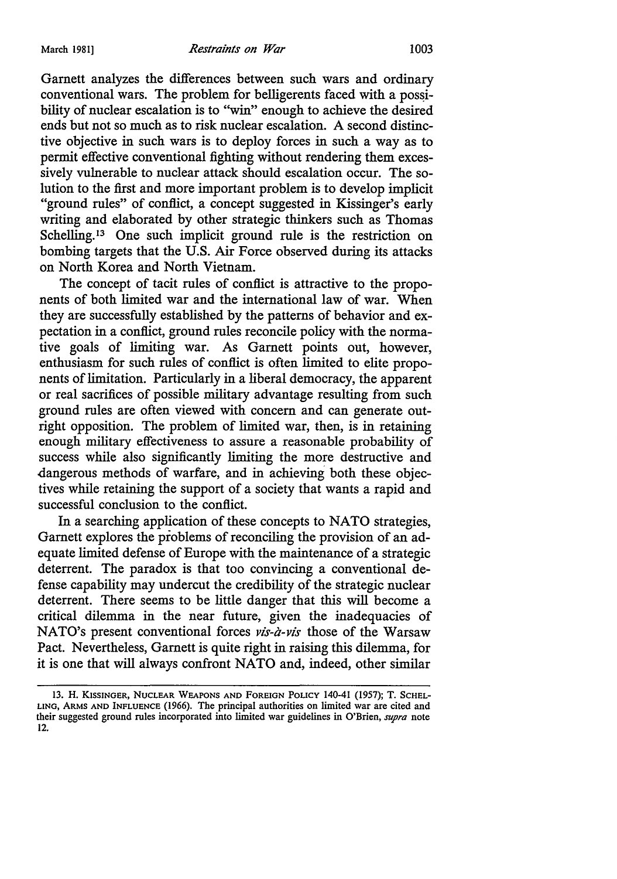Garnett analyzes the differences between such wars and ordinary conventional wars. The problem for belligerents faced with a possibility of nuclear escalation is to "win" enough to achieve the desired ends but not so much as to risk nuclear escalation. A second distinctive objective in such wars is to deploy forces in such a way as to permit effective conventional fighting without rendering them excessively vulnerable to nuclear attack should escalation occur. The solution to the first and more important problem is to develop implicit "ground rules" of conflict, a concept suggested in Kissinger's early writing and elaborated by other strategic thinkers such as Thomas Schelling.[13] One such implicit ground rule is the restriction on bombing targets that the U.S. Air Force observed during its attacks on North Korea and North Vietnam.

The concept of tacit rules of conflict is attractive to the proponents of both limited war and the international law of war. When they are successfully established by the patterns of behavior and expectation in a conflict, ground rules reconcile policy with the normative goals of limiting war. As Garnett points out, however, enthusiasm for such rules of conflict is often limited to elite proponents of limitation. Particularly in a liberal democracy, the apparent or real sacrifices of possible military advantage resulting from such ground rules are often viewed with concern and can generate outright opposition. The problem of limited war, then, is in retaining enough military effectiveness to assure a reasonable probability of success while also significantly limiting the more destructive and dangerous methods of warfare, and in achieving both these objectives while retaining the support of a society that wants a rapid and successful conclusion to the conflict.

In a searching application of these concepts to NATO strategies, Garnett explores the problems of reconciling the provision of an adequate limited defense of Europe with the maintenance of a strategic deterrent. The paradox is that too convincing a conventional defense capability may undercut the credibility of the strategic nuclear deterrent. There seems to be little danger that this will become a critical dilemma in the near future, given the inadequacies of NATO's present conventional forces *vis-à-vis* those of the Warsaw Pact. Nevertheless, Garnett is quite right in raising this dilemma, for it is one that will always confront NATO and, indeed, other similar

---

13. H. KISSINGER, NUCLEAR WEAPONS AND FOREIGN POLICY 140-41 (1957); T. SCHELLING, ARMS AND INFLUENCE (1966). The principal authorities on limited war are cited and their suggested ground rules incorporated into limited war guidelines in O'Brien, *supra* note 12.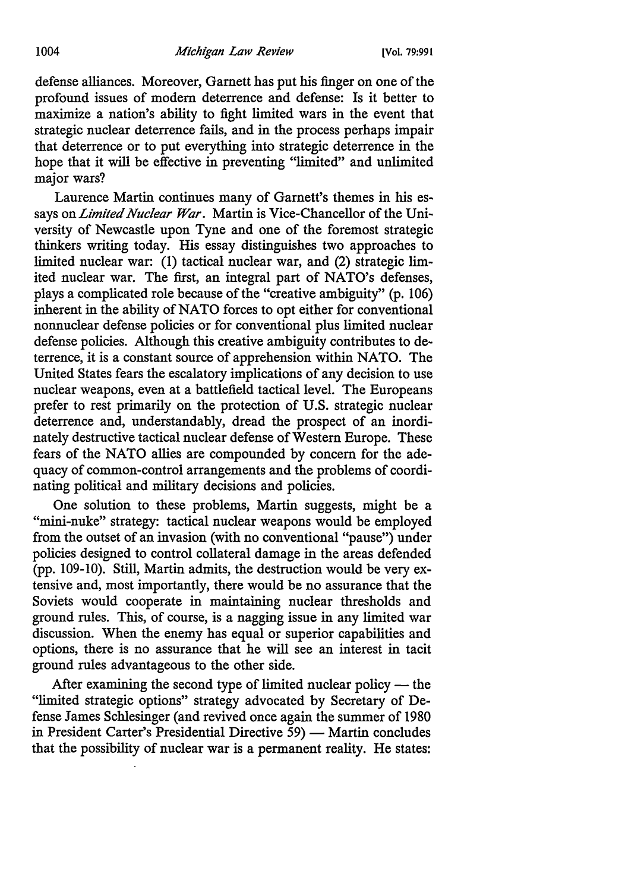defense alliances. Moreover, Garnett has put his finger on one of the profound issues of modern deterrence and defense: Is it better to maximize a nation's ability to fight limited wars in the event that strategic nuclear deterrence fails, and in the process perhaps impair that deterrence or to put everything into strategic deterrence in the hope that it will be effective in preventing "limited" and unlimited major wars?

Laurence Martin continues many of Garnett's themes in his essays on *Limited Nuclear War*. Martin is Vice-Chancellor of the University of Newcastle upon Tyne and one of the foremost strategic thinkers writing today. His essay distinguishes two approaches to limited nuclear war: (1) tactical nuclear war, and (2) strategic limited nuclear war. The first, an integral part of NATO's defenses, plays a complicated role because of the "creative ambiguity" (p. 106) inherent in the ability of NATO forces to opt either for conventional nonnuclear defense policies or for conventional plus limited nuclear defense policies. Although this creative ambiguity contributes to deterrence, it is a constant source of apprehension within NATO. The United States fears the escalatory implications of any decision to use nuclear weapons, even at a battlefield tactical level. The Europeans prefer to rest primarily on the protection of U.S. strategic nuclear deterrence and, understandably, dread the prospect of an inordinately destructive tactical nuclear defense of Western Europe. These fears of the NATO allies are compounded by concern for the adequacy of common-control arrangements and the problems of coordinating political and military decisions and policies.

One solution to these problems, Martin suggests, might be a "mini-nuke" strategy: tactical nuclear weapons would be employed from the outset of an invasion (with no conventional "pause") under policies designed to control collateral damage in the areas defended (pp. 109-10). Still, Martin admits, the destruction would be very extensive and, most importantly, there would be no assurance that the Soviets would cooperate in maintaining nuclear thresholds and ground rules. This, of course, is a nagging issue in any limited war discussion. When the enemy has equal or superior capabilities and options, there is no assurance that he will see an interest in tacit ground rules advantageous to the other side.

After examining the second type of limited nuclear policy — the "limited strategic options" strategy advocated by Secretary of Defense James Schlesinger (and revived once again the summer of 1980 in President Carter's Presidential Directive 59) — Martin concludes that the possibility of nuclear war is a permanent reality. He states: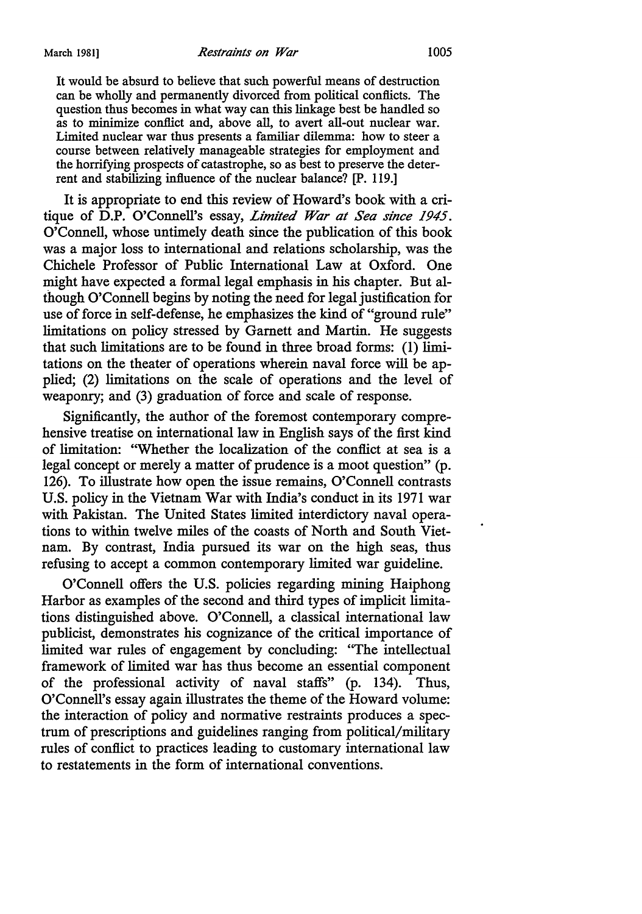> It would be absurd to believe that such powerful means of destruction can be wholly and permanently divorced from political conflicts. The question thus becomes in what way can this linkage best be handled so as to minimize conflict and, above all, to avert all-out nuclear war. Limited nuclear war thus presents a familiar dilemma: how to steer a course between relatively manageable strategies for employment and the horrifying prospects of catastrophe, so as best to preserve the deterrent and stabilizing influence of the nuclear balance? [P. 119.]

It is appropriate to end this review of Howard's book with a critique of D.P. O'Connell's essay, *Limited War at Sea since 1945*. O'Connell, whose untimely death since the publication of this book was a major loss to international and relations scholarship, was the Chichele Professor of Public International Law at Oxford. One might have expected a formal legal emphasis in his chapter. But although O'Connell begins by noting the need for legal justification for use of force in self-defense, he emphasizes the kind of "ground rule" limitations on policy stressed by Garnett and Martin. He suggests that such limitations are to be found in three broad forms: (1) limitations on the theater of operations wherein naval force will be applied; (2) limitations on the scale of operations and the level of weaponry; and (3) graduation of force and scale of response.

Significantly, the author of the foremost contemporary comprehensive treatise on international law in English says of the first kind of limitation: "Whether the localization of the conflict at sea is a legal concept or merely a matter of prudence is a moot question" (p. 126). To illustrate how open the issue remains, O'Connell contrasts U.S. policy in the Vietnam War with India's conduct in its 1971 war with Pakistan. The United States limited interdictory naval operations to within twelve miles of the coasts of North and South Vietnam. By contrast, India pursued its war on the high seas, thus refusing to accept a common contemporary limited war guideline.

O'Connell offers the U.S. policies regarding mining Haiphong Harbor as examples of the second and third types of implicit limitations distinguished above. O'Connell, a classical international law publicist, demonstrates his cognizance of the critical importance of limited war rules of engagement by concluding: "The intellectual framework of limited war has thus become an essential component of the professional activity of naval staffs" (p. 134). Thus, O'Connell's essay again illustrates the theme of the Howard volume: the interaction of policy and normative restraints produces a spectrum of prescriptions and guidelines ranging from political/military rules of conflict to practices leading to customary international law to restatements in the form of international conventions.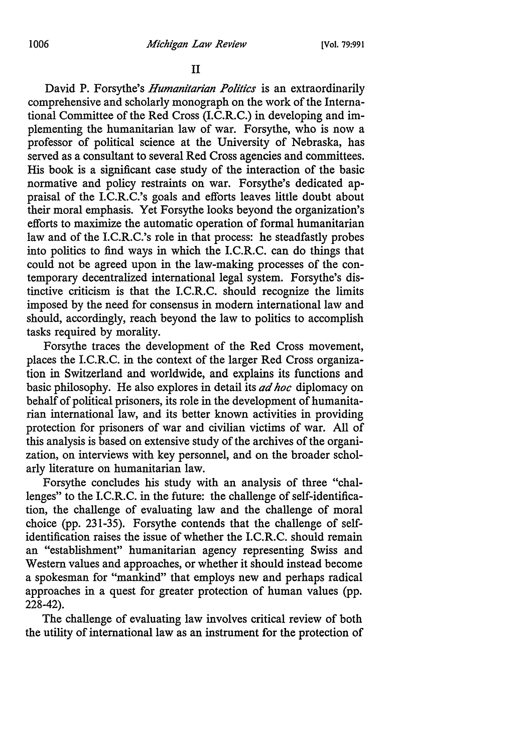## II

David P. Forsythe's *Humanitarian Politics* is an extraordinarily comprehensive and scholarly monograph on the work of the International Committee of the Red Cross (I.C.R.C.) in developing and implementing the humanitarian law of war. Forsythe, who is now a professor of political science at the University of Nebraska, has served as a consultant to several Red Cross agencies and committees. His book is a significant case study of the interaction of the basic normative and policy restraints on war. Forsythe's dedicated appraisal of the I.C.R.C.'s goals and efforts leaves little doubt about their moral emphasis. Yet Forsythe looks beyond the organization's efforts to maximize the automatic operation of formal humanitarian law and of the I.C.R.C.'s role in that process: he steadfastly probes into politics to find ways in which the I.C.R.C. can do things that could not be agreed upon in the law-making processes of the contemporary decentralized international legal system. Forsythe's distinctive criticism is that the I.C.R.C. should recognize the limits imposed by the need for consensus in modern international law and should, accordingly, reach beyond the law to politics to accomplish tasks required by morality.

Forsythe traces the development of the Red Cross movement, places the I.C.R.C. in the context of the larger Red Cross organization in Switzerland and worldwide, and explains its functions and basic philosophy. He also explores in detail its *ad hoc* diplomacy on behalf of political prisoners, its role in the development of humanitarian international law, and its better known activities in providing protection for prisoners of war and civilian victims of war. All of this analysis is based on extensive study of the archives of the organization, on interviews with key personnel, and on the broader scholarly literature on humanitarian law.

Forsythe concludes his study with an analysis of three "challenges" to the I.C.R.C. in the future: the challenge of self-identification, the challenge of evaluating law and the challenge of moral choice (pp. 231-35). Forsythe contends that the challenge of self-identification raises the issue of whether the I.C.R.C. should remain an "establishment" humanitarian agency representing Swiss and Western values and approaches, or whether it should instead become a spokesman for "mankind" that employs new and perhaps radical approaches in a quest for greater protection of human values (pp. 228-42).

The challenge of evaluating law involves critical review of both the utility of international law as an instrument for the protection of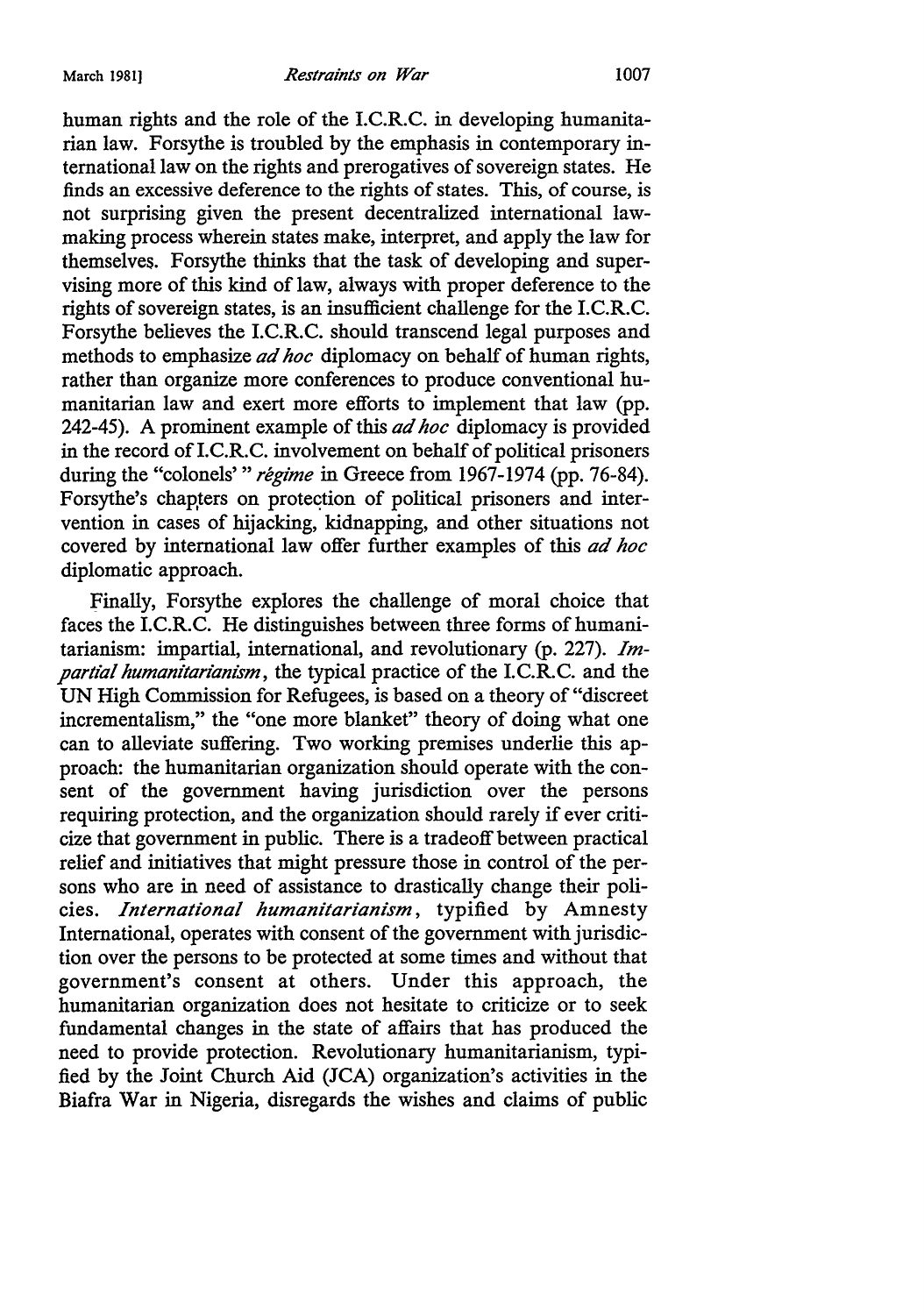human rights and the role of the I.C.R.C. in developing humanitarian law. Forsythe is troubled by the emphasis in contemporary international law on the rights and prerogatives of sovereign states. He finds an excessive deference to the rights of states. This, of course, is not surprising given the present decentralized international lawmaking process wherein states make, interpret, and apply the law for themselves. Forsythe thinks that the task of developing and supervising more of this kind of law, always with proper deference to the rights of sovereign states, is an insufficient challenge for the I.C.R.C. Forsythe believes the I.C.R.C. should transcend legal purposes and methods to emphasize *ad hoc* diplomacy on behalf of human rights, rather than organize more conferences to produce conventional humanitarian law and exert more efforts to implement that law (pp. 242-45). A prominent example of this *ad hoc* diplomacy is provided in the record of I.C.R.C. involvement on behalf of political prisoners during the "colonels' " *régime* in Greece from 1967-1974 (pp. 76-84). Forsythe's chapters on protection of political prisoners and intervention in cases of hijacking, kidnapping, and other situations not covered by international law offer further examples of this *ad hoc* diplomatic approach.

Finally, Forsythe explores the challenge of moral choice that faces the I.C.R.C. He distinguishes between three forms of humanitarianism: impartial, international, and revolutionary (p. 227). *Impartial humanitarianism*, the typical practice of the I.C.R.C. and the UN High Commission for Refugees, is based on a theory of "discreet incrementalism," the "one more blanket" theory of doing what one can to alleviate suffering. Two working premises underlie this approach: the humanitarian organization should operate with the consent of the government having jurisdiction over the persons requiring protection, and the organization should rarely if ever criticize that government in public. There is a tradeoff between practical relief and initiatives that might pressure those in control of the persons who are in need of assistance to drastically change their policies. *International humanitarianism*, typified by Amnesty International, operates with consent of the government with jurisdiction over the persons to be protected at some times and without that government's consent at others. Under this approach, the humanitarian organization does not hesitate to criticize or to seek fundamental changes in the state of affairs that has produced the need to provide protection. Revolutionary humanitarianism, typified by the Joint Church Aid (JCA) organization's activities in the Biafra War in Nigeria, disregards the wishes and claims of public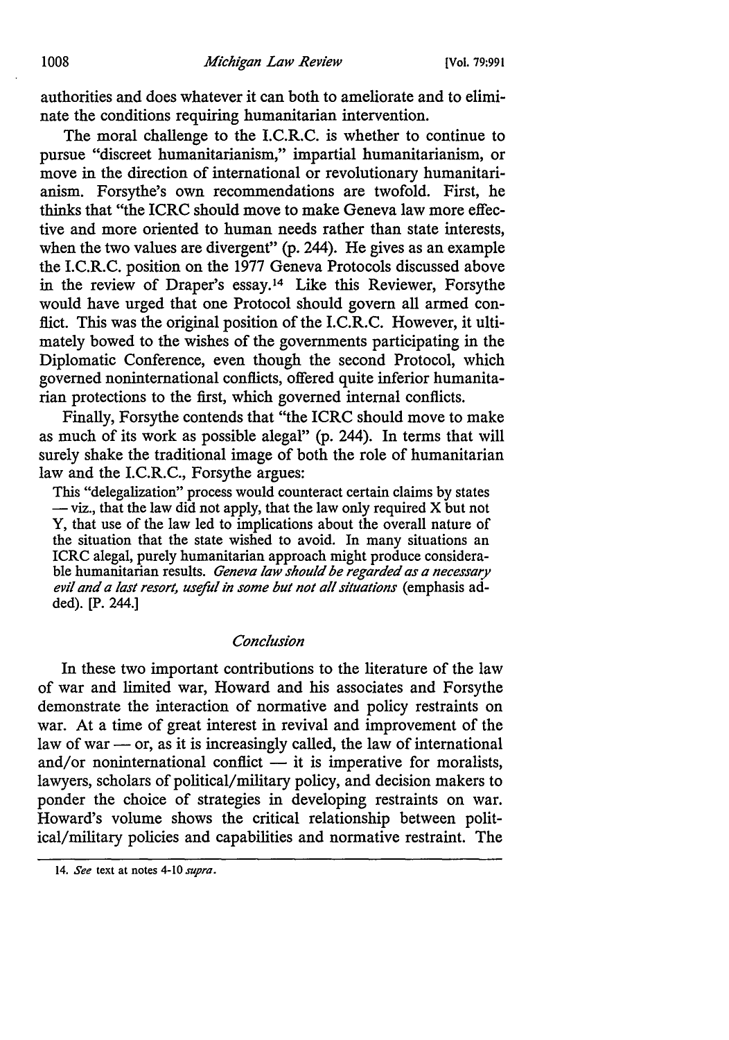authorities and does whatever it can both to ameliorate and to eliminate the conditions requiring humanitarian intervention.

The moral challenge to the I.C.R.C. is whether to continue to pursue "discreet humanitarianism," impartial humanitarianism, or move in the direction of international or revolutionary humanitarianism. Forsythe's own recommendations are twofold. First, he thinks that "the ICRC should move to make Geneva law more effective and more oriented to human needs rather than state interests, when the two values are divergent" (p. 244). He gives as an example the I.C.R.C. position on the 1977 Geneva Protocols discussed above in the review of Draper's essay.[14] Like this Reviewer, Forsythe would have urged that one Protocol should govern all armed conflict. This was the original position of the I.C.R.C. However, it ultimately bowed to the wishes of the governments participating in the Diplomatic Conference, even though the second Protocol, which governed noninternational conflicts, offered quite inferior humanitarian protections to the first, which governed internal conflicts.

Finally, Forsythe contends that "the ICRC should move to make as much of its work as possible alegal" (p. 244). In terms that will surely shake the traditional image of both the role of humanitarian law and the I.C.R.C., Forsythe argues:

> This "delegalization" process would counteract certain claims by states — viz., that the law did not apply, that the law only required X but not Y, that use of the law led to implications about the overall nature of the situation that the state wished to avoid. In many situations an ICRC alegal, purely humanitarian approach might produce considerable humanitarian results. *Geneva law should be regarded as a necessary evil and a last resort, useful in some but not all situations* (emphasis added). [P. 244.]

### *Conclusion*

In these two important contributions to the literature of the law of war and limited war, Howard and his associates and Forsythe demonstrate the interaction of normative and policy restraints on war. At a time of great interest in revival and improvement of the law of war — or, as it is increasingly called, the law of international and/or noninternational conflict — it is imperative for moralists, lawyers, scholars of political/military policy, and decision makers to ponder the choice of strategies in developing restraints on war. Howard's volume shows the critical relationship between political/military policies and capabilities and normative restraint. The

---

14. *See* text at notes 4-10 *supra*.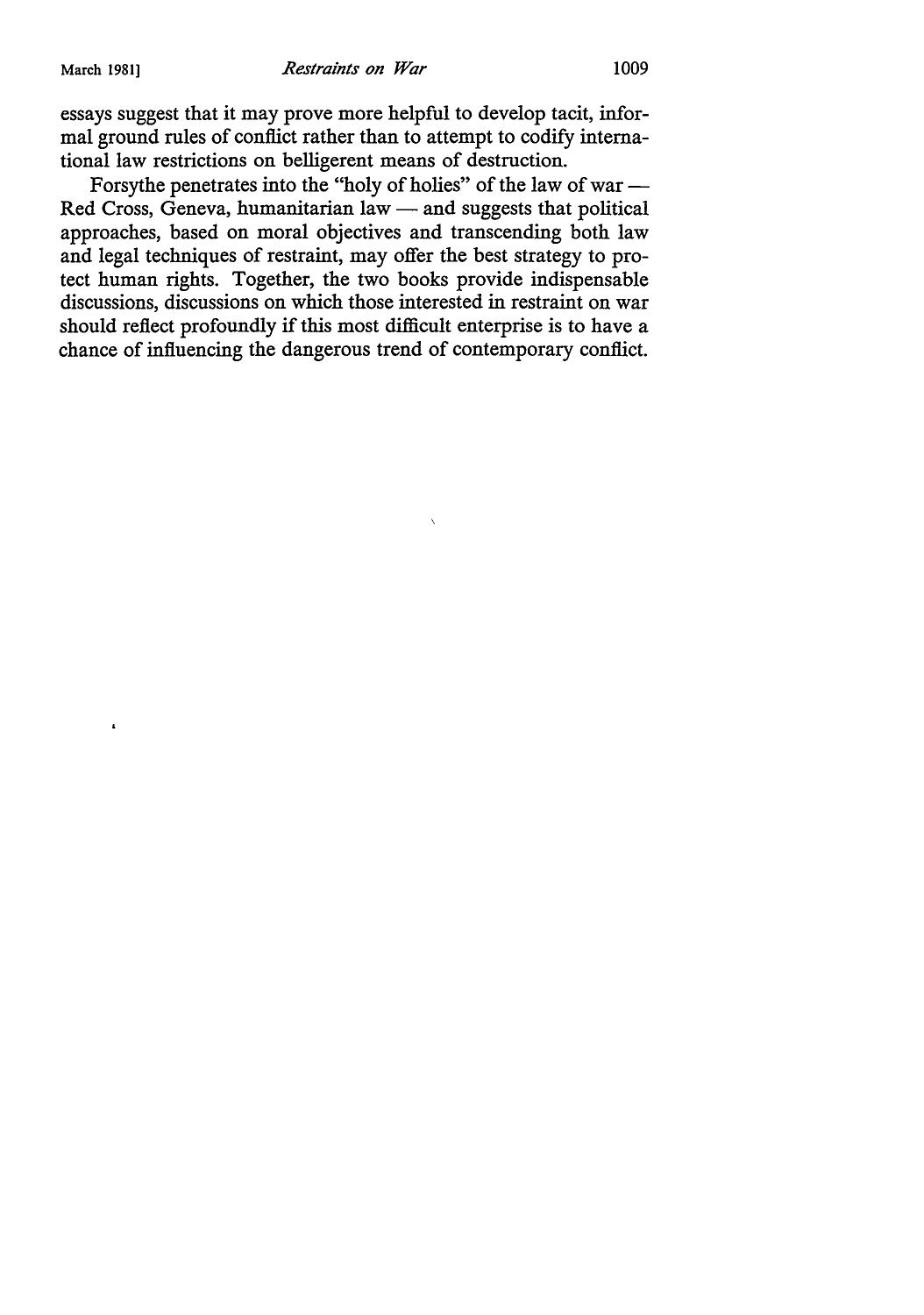essays suggest that it may prove more helpful to develop tacit, informal ground rules of conflict rather than to attempt to codify international law restrictions on belligerent means of destruction.

Forsythe penetrates into the "holy of holies" of the law of war — Red Cross, Geneva, humanitarian law — and suggests that political approaches, based on moral objectives and transcending both law and legal techniques of restraint, may offer the best strategy to protect human rights. Together, the two books provide indispensable discussions, discussions on which those interested in restraint on war should reflect profoundly if this most difficult enterprise is to have a chance of influencing the dangerous trend of contemporary conflict.